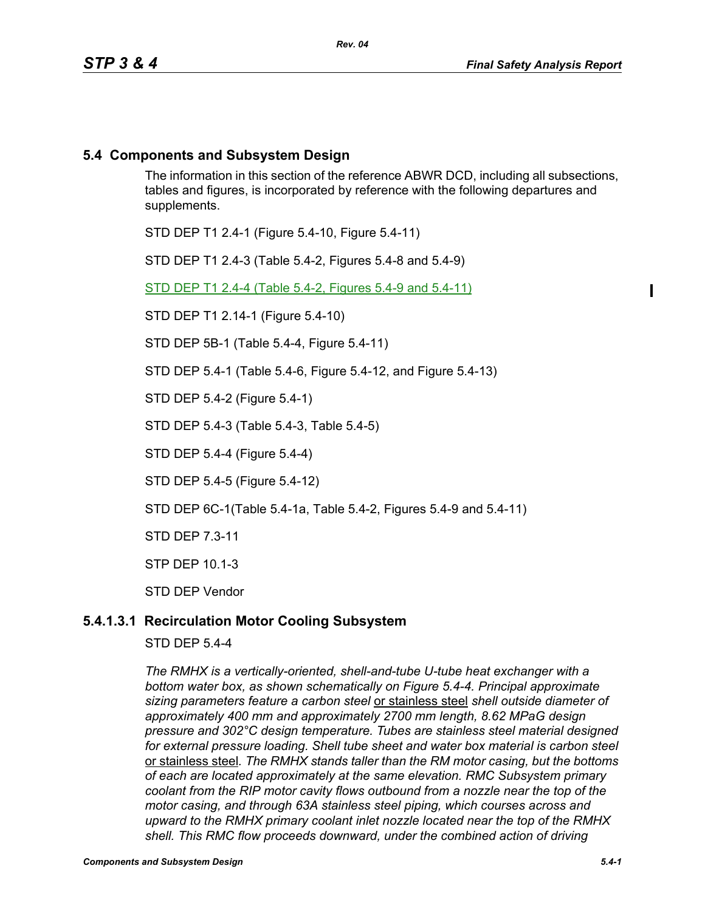## 5.4 Components and Subsystem Design

The information in this section of the reference ABWR DCD, including all subsections, tables and figures, is incorporated by reference with the following departures and supplements.

STD DEP T1 2.4-1 (Figure 5.4-10, Figure 5.4-11)

STD DEP T1 2.4-3 (Table 5.4-2, Figures 5.4-8 and 5.4-9)

STD DEP T1 2.4-4 (Table 5.4-2, Figures 5.4-9 and 5.4-11)

STD DEP T1 2.14-1 (Figure 5.4-10)

STD DEP 5B-1 (Table 5.4-4, Figure 5.4-11)

STD DEP 5.4-1 (Table 5.4-6, Figure 5.4-12, and Figure 5.4-13)

STD DEP 5.4-2 (Figure 5.4-1)

STD DEP 5.4-3 (Table 5.4-3, Table 5.4-5)

STD DEP 5.4-4 (Figure 5.4-4)

STD DEP 5.4-5 (Figure 5.4-12)

STD DEP 6C-1(Table 5.4-1a, Table 5.4-2, Figures 5.4-9 and 5.4-11)

STD DEP 7.3-11

STP DEP 10.1-3

STD DEP Vendor

### 5.4.1.3.1 Recirculation Motor Cooling Subsystem

STD DEP 5.4-4

*The RMHX is a vertically-oriented, shell-and-tube U-tube heat exchanger with a bottom water box, as shown schematically on Figure 5.4-4. Principal approximate sizing parameters feature a carbon steel* or stainless steel *shell outside diameter of approximately 400 mm and approximately 2700 mm length, 8.62 MPaG design pressure and 302°C design temperature. Tubes are stainless steel material designed for external pressure loading. Shell tube sheet and water box material is carbon steel* or stainless steel*. The RMHX stands taller than the RM motor casing, but the bottoms of each are located approximately at the same elevation. RMC Subsystem primary coolant from the RIP motor cavity flows outbound from a nozzle near the top of the motor casing, and through 63A stainless steel piping, which courses across and upward to the RMHX primary coolant inlet nozzle located near the top of the RMHX shell. This RMC flow proceeds downward, under the combined action of driving*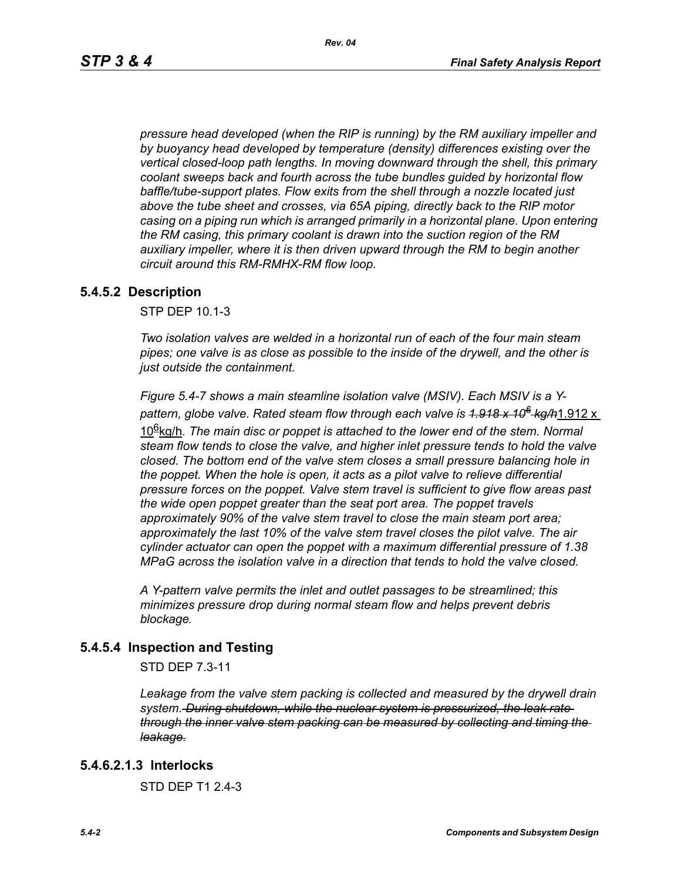*pressure head developed (when the RIP is running) by the RM auxiliary impeller and by buoyancy head developed by temperature (density) differences existing over the vertical closed-loop path lengths. In moving downward through the shell, this primary coolant sweeps back and fourth across the tube bundles guided by horizontal flow baffle/tube-support plates. Flow exits from the shell through a nozzle located just above the tube sheet and crosses, via 65A piping, directly back to the RIP motor casing on a piping run which is arranged primarily in a horizontal plane. Upon entering the RM casing, this primary coolant is drawn into the suction region of the RM auxiliary impeller, where it is then driven upward through the RM to begin another circuit around this RM-RMHX-RM flow loop.*

## 5.4.5.2 Description

STP DEP 10.1-3

*Two isolation valves are welded in a horizontal run of each of the four main steam pipes; one valve is as close as possible to the inside of the drywell, and the other is just outside the containment.*

*Figure 5.4-7 shows a main steamline isolation valve (MSIV). Each MSIV is a Y-pattern, globe valve. Rated steam flow through each valve is ~~1.918 x $10^6$ kg/h~~*1.912 x $10^6$kg/h*. The main disc or poppet is attached to the lower end of the stem. Normal steam flow tends to close the valve, and higher inlet pressure tends to hold the valve closed. The bottom end of the valve stem closes a small pressure balancing hole in the poppet. When the hole is open, it acts as a pilot valve to relieve differential pressure forces on the poppet. Valve stem travel is sufficient to give flow areas past the wide open poppet greater than the seat port area. The poppet travels approximately 90% of the valve stem travel to close the main steam port area; approximately the last 10% of the valve stem travel closes the pilot valve. The air cylinder actuator can open the poppet with a maximum differential pressure of 1.38 MPaG across the isolation valve in a direction that tends to hold the valve closed.*

*A Y-pattern valve permits the inlet and outlet passages to be streamlined; this minimizes pressure drop during normal steam flow and helps prevent debris blockage.*

## 5.4.5.4 Inspection and Testing

STD DEP 7.3-11

*Leakage from the valve stem packing is collected and measured by the drywell drain system. ~~During shutdown, while the nuclear system is pressurized, the leak rate through the inner valve stem packing can be measured by collecting and timing the leakage.~~*

## 5.4.6.2.1.3 Interlocks

STD DEP T1 2.4-3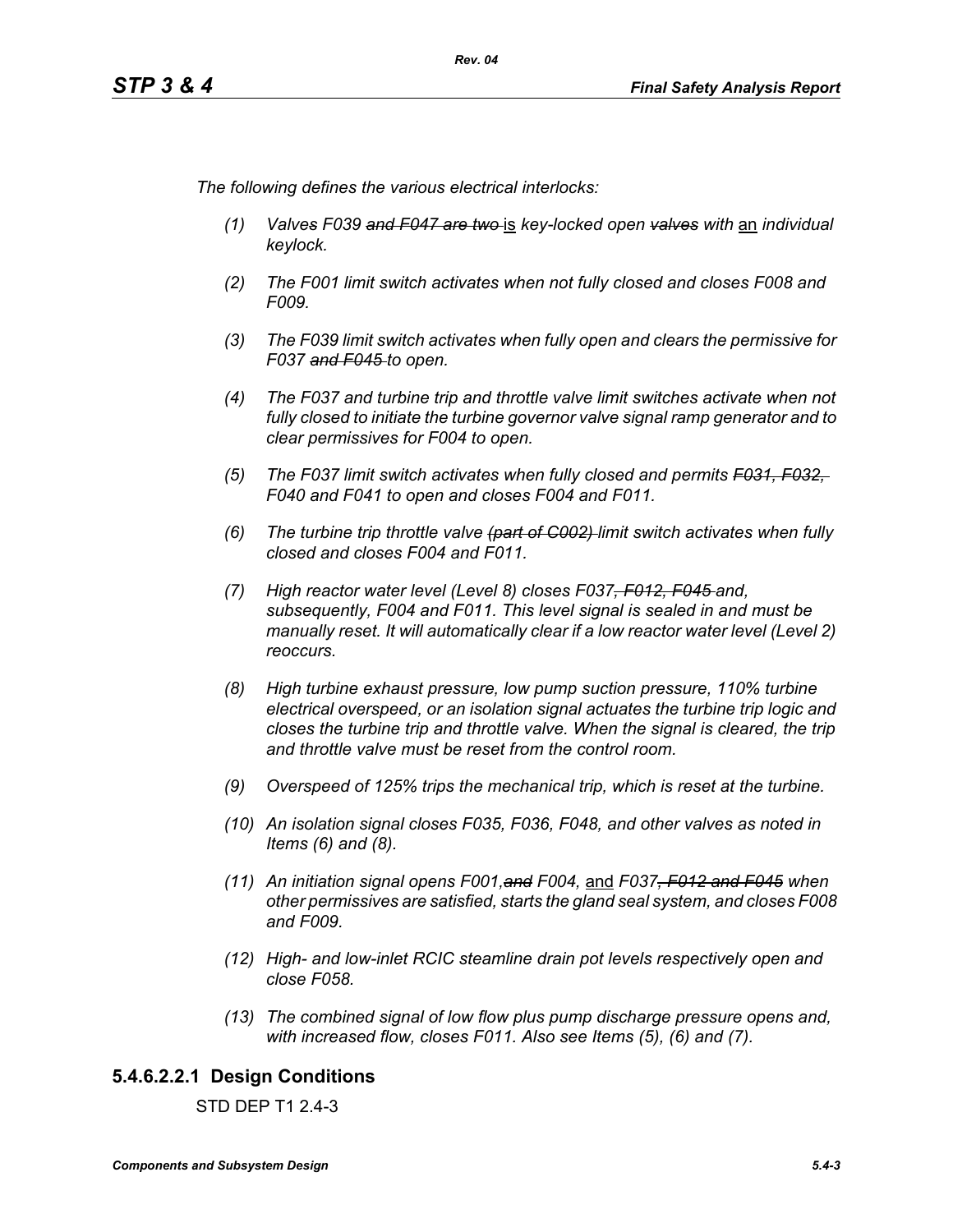*The following defines the various electrical interlocks:*

*(1) Valves F039 ~~and F047 are two~~* <u>is</u> *key-locked open ~~valves~~ with* <u>an</u> *individual keylock.*

*(2) The F001 limit switch activates when not fully closed and closes F008 and F009.*

*(3) The F039 limit switch activates when fully open and clears the permissive for F037 ~~and F045~~ to open.*

*(4) The F037 and turbine trip and throttle valve limit switches activate when not fully closed to initiate the turbine governor valve signal ramp generator and to clear permissives for F004 to open.*

*(5) The F037 limit switch activates when fully closed and permits ~~F031, F032,~~ F040 and F041 to open and closes F004 and F011.*

*(6) The turbine trip throttle valve ~~(part of C002)~~ limit switch activates when fully closed and closes F004 and F011.*

*(7) High reactor water level (Level 8) closes F037~~, F012, F045~~ and, subsequently, F004 and F011. This level signal is sealed in and must be manually reset. It will automatically clear if a low reactor water level (Level 2) reoccurs.*

*(8) High turbine exhaust pressure, low pump suction pressure, 110% turbine electrical overspeed, or an isolation signal actuates the turbine trip logic and closes the turbine trip and throttle valve. When the signal is cleared, the trip and throttle valve must be reset from the control room.*

*(9) Overspeed of 125% trips the mechanical trip, which is reset at the turbine.*

*(10) An isolation signal closes F035, F036, F048, and other valves as noted in Items (6) and (8).*

*(11) An initiation signal opens F001,~~and~~ F004,* <u>and</u> *F037~~, F012 and F045~~ when other permissives are satisfied, starts the gland seal system, and closes F008 and F009.*

*(12) High- and low-inlet RCIC steamline drain pot levels respectively open and close F058.*

*(13) The combined signal of low flow plus pump discharge pressure opens and, with increased flow, closes F011. Also see Items (5), (6) and (7).*

#### 5.4.6.2.2.1 Design Conditions

STD DEP T1 2.4-3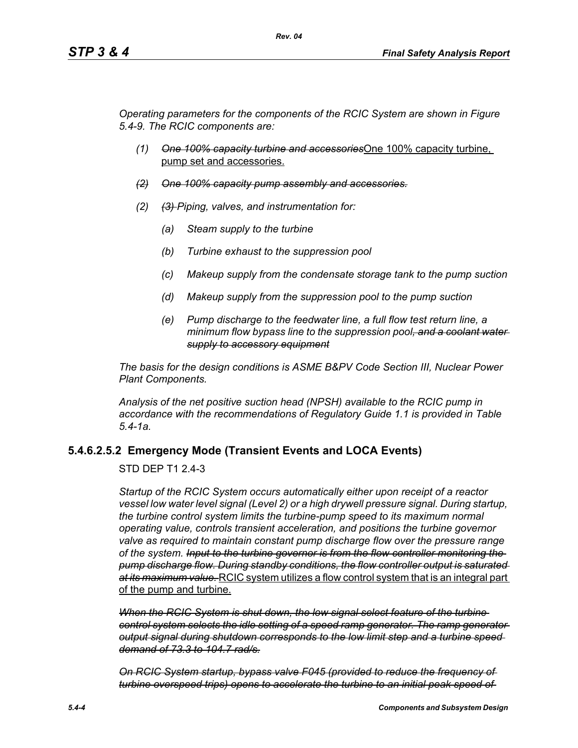*Operating parameters for the components of the RCIC System are shown in Figure 5.4-9. The RCIC components are:*

- *(1)* ~~*One 100% capacity turbine and accessories*~~<u>One 100% capacity turbine, pump set and accessories.</u>
- ~~*(2) One 100% capacity pump assembly and accessories.*~~
- *(2)* ~~*(3)*~~ *Piping, valves, and instrumentation for:*
  - *(a) Steam supply to the turbine*
  - *(b) Turbine exhaust to the suppression pool*
  - *(c) Makeup supply from the condensate storage tank to the pump suction*
  - *(d) Makeup supply from the suppression pool to the pump suction*
  - *(e) Pump discharge to the feedwater line, a full flow test return line, a minimum flow bypass line to the suppression pool*~~*, and a coolant water supply to accessory equipment*~~

*The basis for the design conditions is ASME B&PV Code Section III, Nuclear Power Plant Components.*

*Analysis of the net positive suction head (NPSH) available to the RCIC pump in accordance with the recommendations of Regulatory Guide 1.1 is provided in Table 5.4-1a.*

## 5.4.6.2.5.2 Emergency Mode (Transient Events and LOCA Events)

STD DEP T1 2.4-3

*Startup of the RCIC System occurs automatically either upon receipt of a reactor vessel low water level signal (Level 2) or a high drywell pressure signal. During startup, the turbine control system limits the turbine-pump speed to its maximum normal operating value, controls transient acceleration, and positions the turbine governor valve as required to maintain constant pump discharge flow over the pressure range of the system.* ~~*Input to the turbine governor is from the flow controller monitoring the pump discharge flow. During standby conditions, the flow controller output is saturated at its maximum value.*~~ <u>RCIC system utilizes a flow control system that is an integral part of the pump and turbine.</u>

~~*When the RCIC System is shut down, the low signal select feature of the turbine control system selects the idle setting of a speed ramp generator. The ramp generator output signal during shutdown corresponds to the low limit step and a turbine speed demand of 73.3 to 104.7 rad/s.*~~

~~*On RCIC System startup, bypass valve F045 (provided to reduce the frequency of turbine overspeed trips) opens to accelerate the turbine to an initial peak speed of*~~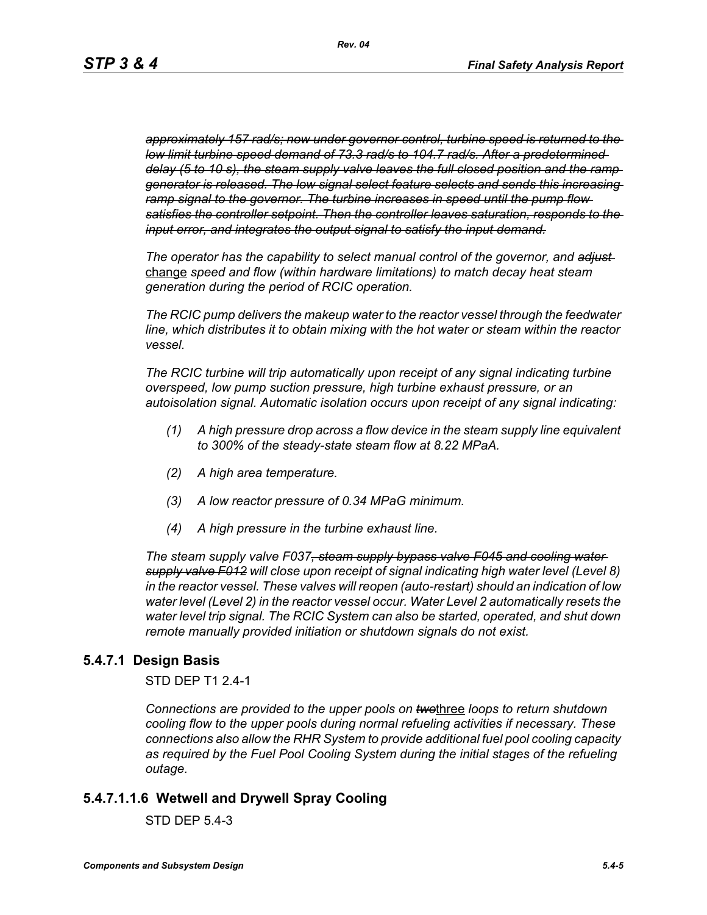~~*approximately 157 rad/s; now under governor control, turbine speed is returned to the low limit turbine speed demand of 73.3 rad/s to 104.7 rad/s. After a predetermined delay (5 to 10 s), the steam supply valve leaves the full closed position and the ramp generator is released. The low signal select feature selects and sends this increasing ramp signal to the governor. The turbine increases in speed until the pump flow satisfies the controller setpoint. Then the controller leaves saturation, responds to the input error, and integrates the output signal to satisfy the input demand.*~~

*The operator has the capability to select manual control of the governor, and* ~~*adjust*~~ <u>change</u> *speed and flow (within hardware limitations) to match decay heat steam generation during the period of RCIC operation.*

*The RCIC pump delivers the makeup water to the reactor vessel through the feedwater line, which distributes it to obtain mixing with the hot water or steam within the reactor vessel.*

*The RCIC turbine will trip automatically upon receipt of any signal indicating turbine overspeed, low pump suction pressure, high turbine exhaust pressure, or an autoisolation signal. Automatic isolation occurs upon receipt of any signal indicating:*

1. *A high pressure drop across a flow device in the steam supply line equivalent to 300% of the steady-state steam flow at 8.22 MPaA.*
2. *A high area temperature.*
3. *A low reactor pressure of 0.34 MPaG minimum.*
4. *A high pressure in the turbine exhaust line.*

*The steam supply valve F037*~~*, steam supply bypass valve F045 and cooling water supply valve F012*~~ *will close upon receipt of signal indicating high water level (Level 8) in the reactor vessel. These valves will reopen (auto-restart) should an indication of low water level (Level 2) in the reactor vessel occur. Water Level 2 automatically resets the water level trip signal. The RCIC System can also be started, operated, and shut down remote manually provided initiation or shutdown signals do not exist.*

## 5.4.7.1 Design Basis

STD DEP T1 2.4-1

*Connections are provided to the upper pools on* ~~*two*~~<u>three</u> *loops to return shutdown cooling flow to the upper pools during normal refueling activities if necessary. These connections also allow the RHR System to provide additional fuel pool cooling capacity as required by the Fuel Pool Cooling System during the initial stages of the refueling outage.*

## 5.4.7.1.1.6 Wetwell and Drywell Spray Cooling

STD DEP 5.4-3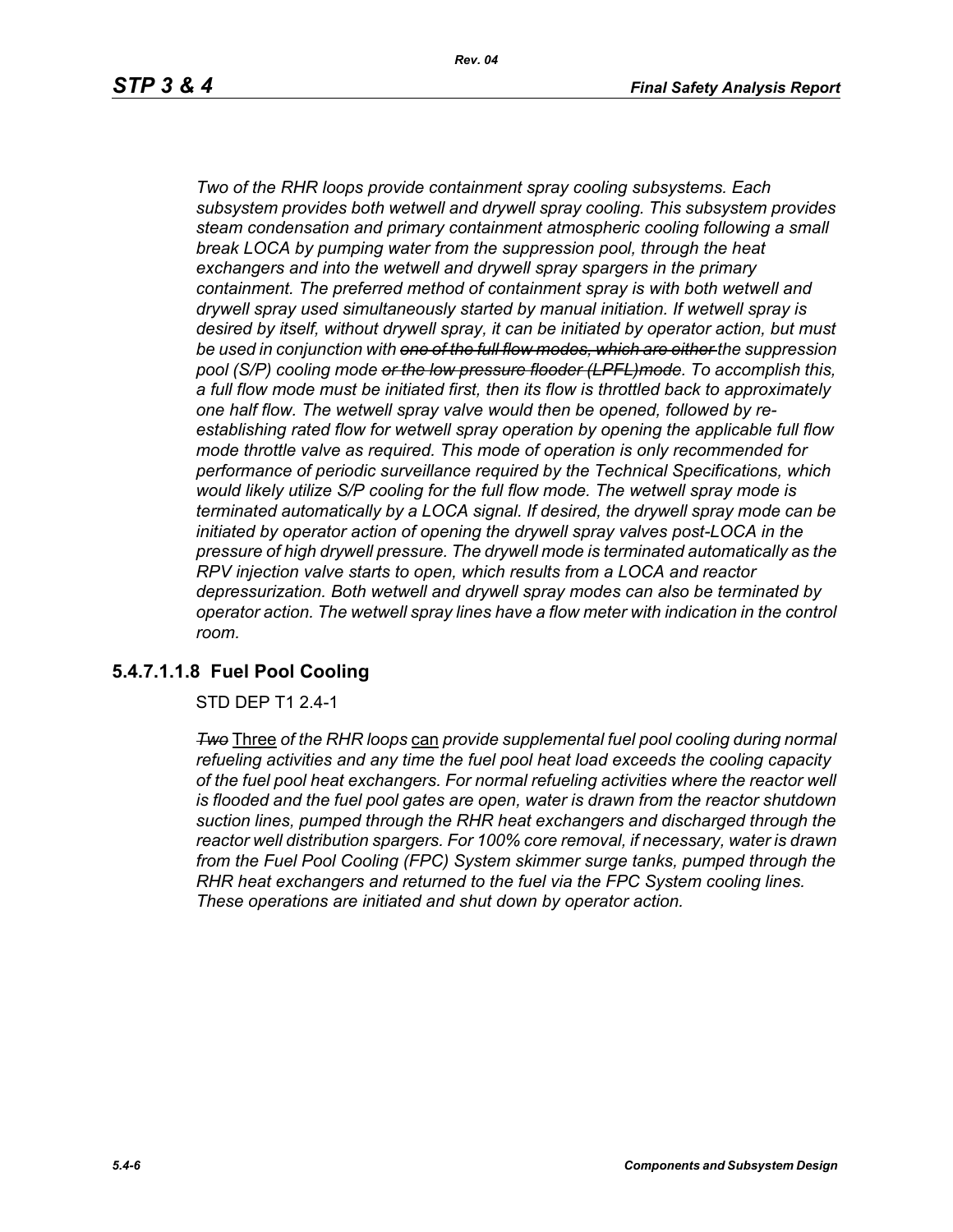*Two of the RHR loops provide containment spray cooling subsystems. Each subsystem provides both wetwell and drywell spray cooling. This subsystem provides steam condensation and primary containment atmospheric cooling following a small break LOCA by pumping water from the suppression pool, through the heat exchangers and into the wetwell and drywell spray spargers in the primary containment. The preferred method of containment spray is with both wetwell and drywell spray used simultaneously started by manual initiation. If wetwell spray is desired by itself, without drywell spray, it can be initiated by operator action, but must be used in conjunction with ~~one of the full flow modes, which are either~~ the suppression pool (S/P) cooling mode ~~or the low pressure flooder (LPFL)mode~~. To accomplish this, a full flow mode must be initiated first, then its flow is throttled back to approximately one half flow. The wetwell spray valve would then be opened, followed by re-establishing rated flow for wetwell spray operation by opening the applicable full flow mode throttle valve as required. This mode of operation is only recommended for performance of periodic surveillance required by the Technical Specifications, which would likely utilize S/P cooling for the full flow mode. The wetwell spray mode is terminated automatically by a LOCA signal. If desired, the drywell spray mode can be initiated by operator action of opening the drywell spray valves post-LOCA in the pressure of high drywell pressure. The drywell mode is terminated automatically as the RPV injection valve starts to open, which results from a LOCA and reactor depressurization. Both wetwell and drywell spray modes can also be terminated by operator action. The wetwell spray lines have a flow meter with indication in the control room.*

### 5.4.7.1.1.8 Fuel Pool Cooling

STD DEP T1 2.4-1

~~*Two*~~ Three *of the RHR loops* can *provide supplemental fuel pool cooling during normal refueling activities and any time the fuel pool heat load exceeds the cooling capacity of the fuel pool heat exchangers. For normal refueling activities where the reactor well is flooded and the fuel pool gates are open, water is drawn from the reactor shutdown suction lines, pumped through the RHR heat exchangers and discharged through the reactor well distribution spargers. For 100% core removal, if necessary, water is drawn from the Fuel Pool Cooling (FPC) System skimmer surge tanks, pumped through the RHR heat exchangers and returned to the fuel via the FPC System cooling lines. These operations are initiated and shut down by operator action.*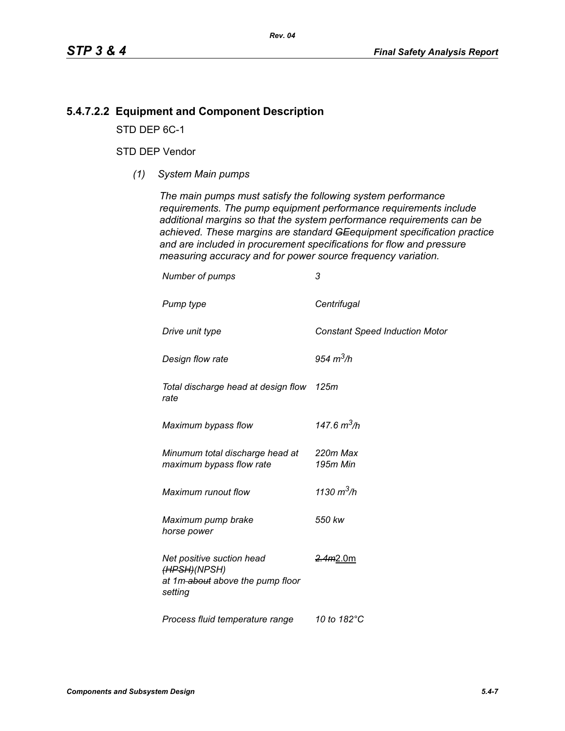### 5.4.7.2.2 Equipment and Component Description

STD DEP 6C-1

STD DEP Vendor

*(1) System Main pumps*

*The main pumps must satisfy the following system performance requirements. The pump equipment performance requirements include additional margins so that the system performance requirements can be achieved. These margins are standard ~~GE~~equipment specification practice and are included in procurement specifications for flow and pressure measuring accuracy and for power source frequency variation.*

| | |
|---|---|
| *Number of pumps* | *3* |
| *Pump type* | *Centrifugal* |
| *Drive unit type* | *Constant Speed Induction Motor* |
| *Design flow rate* | *954 $m^3/h$* |
| *Total discharge head at design flow rate* | *125m* |
| *Maximum bypass flow* | *147.6 $m^3/h$* |
| *Minumum total discharge head at maximum bypass flow rate* | *220m Max*<br>*195m Min* |
| *Maximum runout flow* | *1130 $m^3/h$* |
| *Maximum pump brake horse power* | *550 kw* |
| *Net positive suction head ~~(HPSH)~~(NPSH) at 1m ~~about~~ above the pump floor setting* | ~~*2.4m*~~2.0m |
| *Process fluid temperature range* | *10 to 182°C* |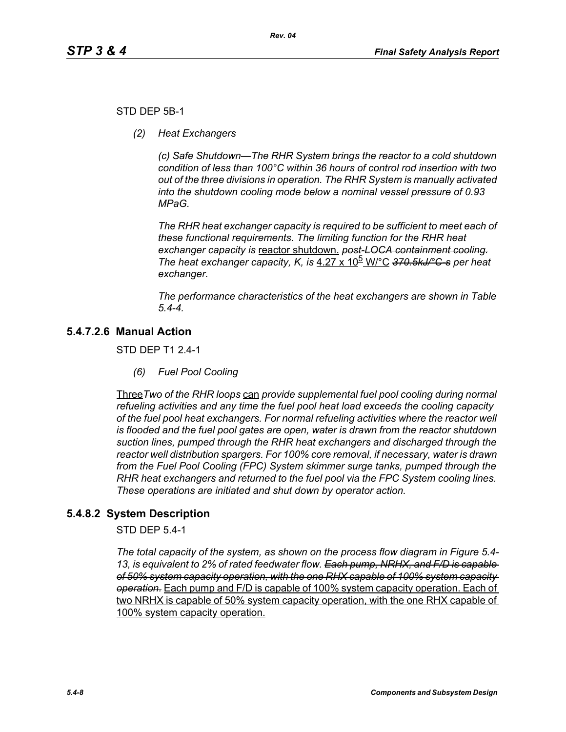STD DEP 5B-1

*(2) Heat Exchangers*

*(c) Safe Shutdown—The RHR System brings the reactor to a cold shutdown condition of less than 100°C within 36 hours of control rod insertion with two out of the three divisions in operation. The RHR System is manually activated into the shutdown cooling mode below a nominal vessel pressure of 0.93 MPaG.*

*The RHR heat exchanger capacity is required to be sufficient to meet each of these functional requirements. The limiting function for the RHR heat exchanger capacity is* <u>reactor shutdown.</u> ~~*post-LOCA containment cooling.*~~ *The heat exchanger capacity, K, is* <u>$4.27 \times 10^5$ W/°C</u> ~~*370.5kJ/°C·s*~~ *per heat exchanger.*

*The performance characteristics of the heat exchangers are shown in Table 5.4-4.*

## 5.4.7.2.6 Manual Action

STD DEP T1 2.4-1

*(6) Fuel Pool Cooling*

<u>Three</u>~~*Two*~~ *of the RHR loops* <u>can</u> *provide supplemental fuel pool cooling during normal refueling activities and any time the fuel pool heat load exceeds the cooling capacity of the fuel pool heat exchangers. For normal refueling activities where the reactor well is flooded and the fuel pool gates are open, water is drawn from the reactor shutdown suction lines, pumped through the RHR heat exchangers and discharged through the reactor well distribution spargers. For 100% core removal, if necessary, water is drawn from the Fuel Pool Cooling (FPC) System skimmer surge tanks, pumped through the RHR heat exchangers and returned to the fuel pool via the FPC System cooling lines. These operations are initiated and shut down by operator action.*

## 5.4.8.2 System Description

STD DEP 5.4-1

*The total capacity of the system, as shown on the process flow diagram in Figure 5.4-13, is equivalent to 2% of rated feedwater flow.* ~~*Each pump, NRHX, and F/D is capable of 50% system capacity operation, with the one RHX capable of 100% system capacity operation.*~~ <u>Each pump and F/D is capable of 100% system capacity operation. Each of two NRHX is capable of 50% system capacity operation, with the one RHX capable of 100% system capacity operation.</u>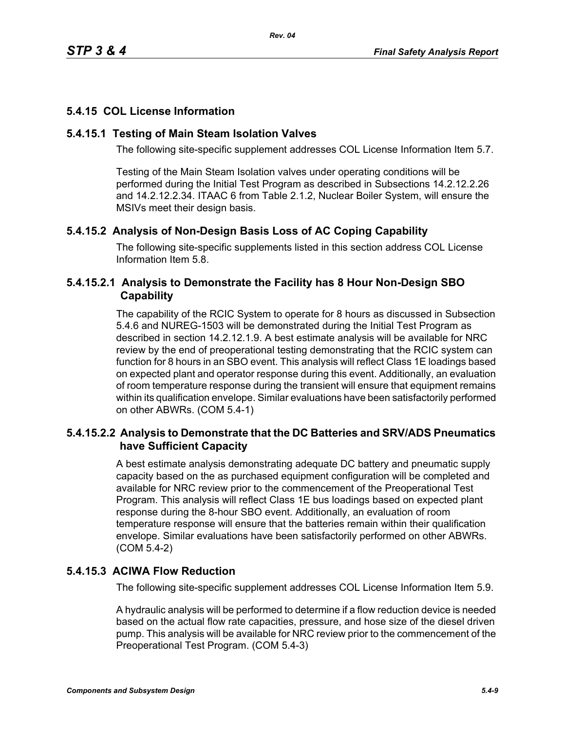## 5.4.15 COL License Information

### 5.4.15.1 Testing of Main Steam Isolation Valves

The following site-specific supplement addresses COL License Information Item 5.7.

Testing of the Main Steam Isolation valves under operating conditions will be performed during the Initial Test Program as described in Subsections 14.2.12.2.26 and 14.2.12.2.34. ITAAC 6 from Table 2.1.2, Nuclear Boiler System, will ensure the MSIVs meet their design basis.

### 5.4.15.2 Analysis of Non-Design Basis Loss of AC Coping Capability

The following site-specific supplements listed in this section address COL License Information Item 5.8.

#### 5.4.15.2.1 Analysis to Demonstrate the Facility has 8 Hour Non-Design SBO Capability

The capability of the RCIC System to operate for 8 hours as discussed in Subsection 5.4.6 and NUREG-1503 will be demonstrated during the Initial Test Program as described in section 14.2.12.1.9. A best estimate analysis will be available for NRC review by the end of preoperational testing demonstrating that the RCIC system can function for 8 hours in an SBO event. This analysis will reflect Class 1E loadings based on expected plant and operator response during this event. Additionally, an evaluation of room temperature response during the transient will ensure that equipment remains within its qualification envelope. Similar evaluations have been satisfactorily performed on other ABWRs. (COM 5.4-1)

#### 5.4.15.2.2 Analysis to Demonstrate that the DC Batteries and SRV/ADS Pneumatics have Sufficient Capacity

A best estimate analysis demonstrating adequate DC battery and pneumatic supply capacity based on the as purchased equipment configuration will be completed and available for NRC review prior to the commencement of the Preoperational Test Program. This analysis will reflect Class 1E bus loadings based on expected plant response during the 8-hour SBO event. Additionally, an evaluation of room temperature response will ensure that the batteries remain within their qualification envelope. Similar evaluations have been satisfactorily performed on other ABWRs. (COM 5.4-2)

### 5.4.15.3 ACIWA Flow Reduction

The following site-specific supplement addresses COL License Information Item 5.9.

A hydraulic analysis will be performed to determine if a flow reduction device is needed based on the actual flow rate capacities, pressure, and hose size of the diesel driven pump. This analysis will be available for NRC review prior to the commencement of the Preoperational Test Program. (COM 5.4-3)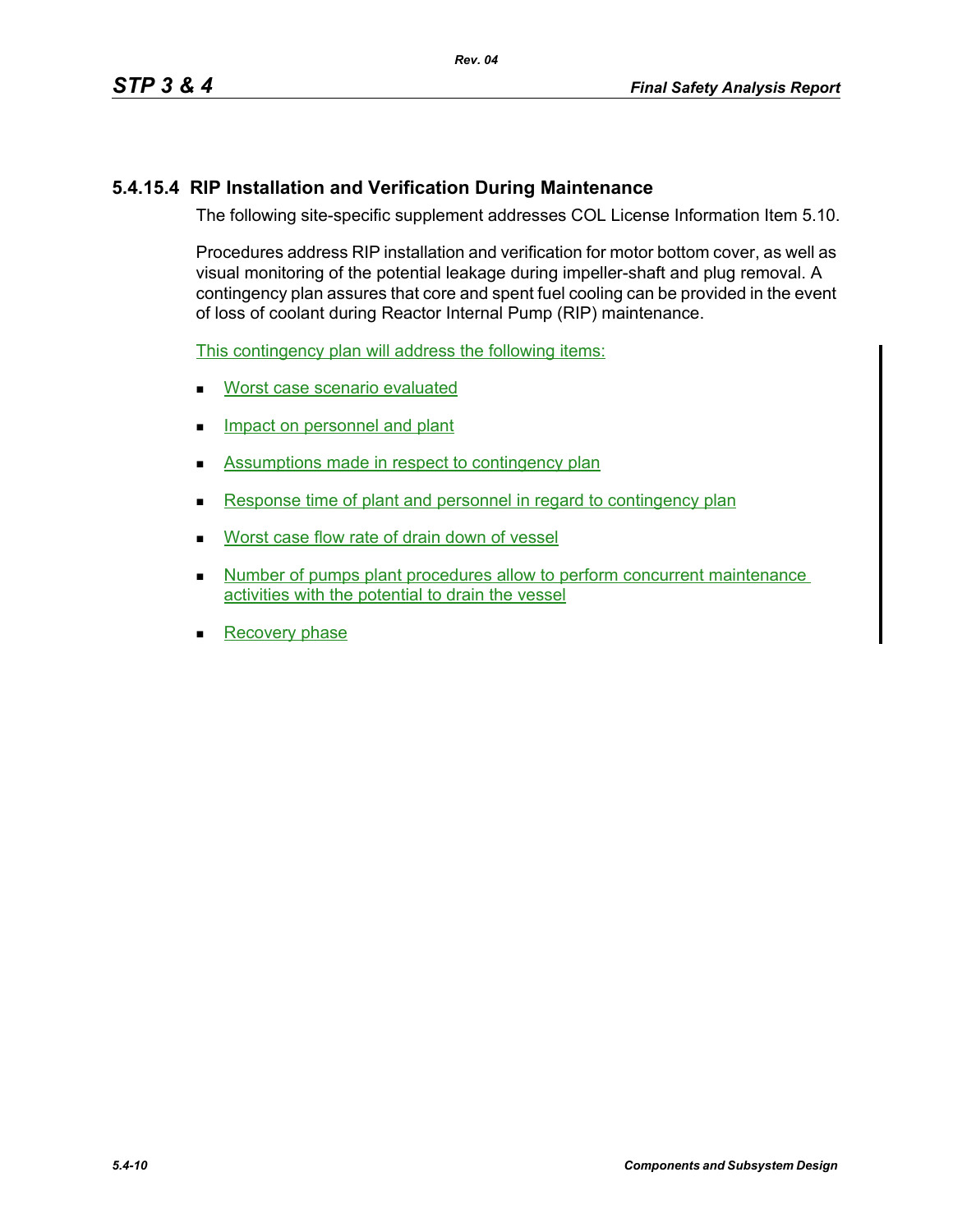### 5.4.15.4 RIP Installation and Verification During Maintenance

The following site-specific supplement addresses COL License Information Item 5.10.

Procedures address RIP installation and verification for motor bottom cover, as well as visual monitoring of the potential leakage during impeller-shaft and plug removal. A contingency plan assures that core and spent fuel cooling can be provided in the event of loss of coolant during Reactor Internal Pump (RIP) maintenance.

This contingency plan will address the following items:

- Worst case scenario evaluated
- Impact on personnel and plant
- Assumptions made in respect to contingency plan
- Response time of plant and personnel in regard to contingency plan
- Worst case flow rate of drain down of vessel
- Number of pumps plant procedures allow to perform concurrent maintenance activities with the potential to drain the vessel
- Recovery phase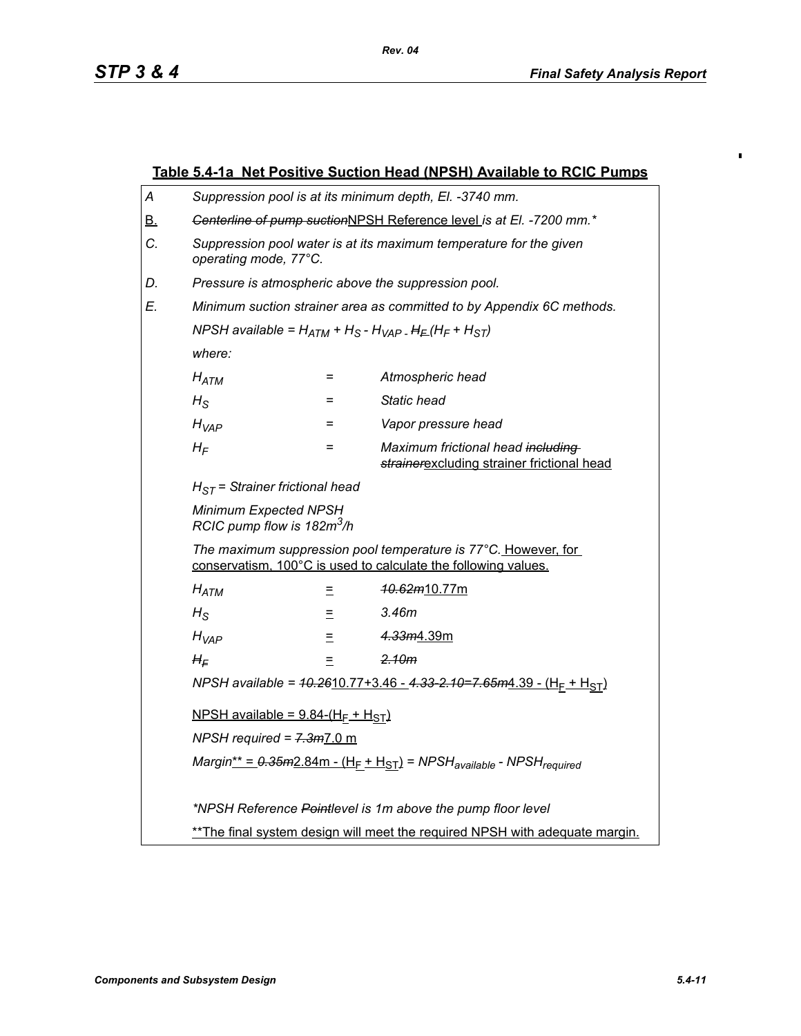## Table 5.4-1a Net Positive Suction Head (NPSH) Available to RCIC Pumps

A Suppression pool is at its minimum depth, El. -3740 mm.

B. ~~Centerline of pump suction~~NPSH Reference level is at El. -7200 mm.*

C. Suppression pool water is at its maximum temperature for the given operating mode, 77°C.

D. Pressure is atmospheric above the suppression pool.

E. Minimum suction strainer area as committed to by Appendix 6C methods.

NPSH available = $H_{ATM} + H_S - H_{VAP}$ - ~~$H_F$~~ $(H_F + H_{ST})$

where:

| | | |
|---|---|---|
| $H_{ATM}$ | = | Atmospheric head |
| $H_S$ | = | Static head |
| $H_{VAP}$ | = | Vapor pressure head |
| $H_F$ | = | Maximum frictional head ~~including strainer~~excluding strainer frictional head |

$H_{ST}$ = Strainer frictional head

Minimum Expected NPSH
RCIC pump flow is 182m$^3$/h

The maximum suppression pool temperature is 77°C. However, for conservatism, 100°C is used to calculate the following values.

| | | |
|---|---|---|
| $H_{ATM}$ | = | ~~10.62m~~10.77m |
| $H_S$ | = | 3.46m |
| $H_{VAP}$ | = | ~~4.33m~~4.39m |
| ~~$H_F$~~ | = | ~~2.10m~~ |

NPSH available = ~~10.26~~10.77+3.46 - ~~4.33-2.10=7.65m~~4.39 - $(H_F + H_{ST})$

NPSH available = 9.84-$(H_F + H_{ST})$

NPSH required = ~~7.3m~~7.0 m

Margin** = ~~0.35m~~2.84m - $(H_F + H_{ST})$ = $NPSH_{available} - NPSH_{required}$

*NPSH Reference ~~Point~~level is 1m above the pump floor level

**The final system design will meet the required NPSH with adequate margin.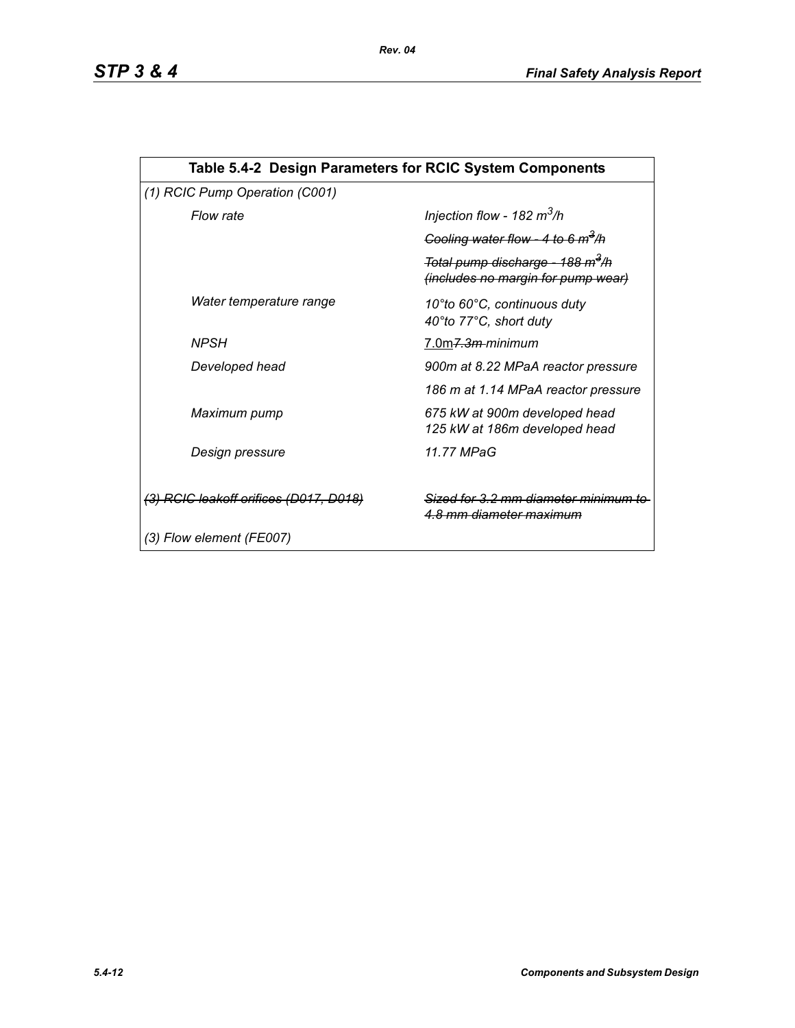| Table 5.4-2 Design Parameters for RCIC System Components | |
|---|---|
| *(1) RCIC Pump Operation (C001)* | |
| *Flow rate* | *Injection flow - 182 $m^3$/h* |
| | ~~*Cooling water flow - 4 to 6 $m^3$/h*~~ |
| | ~~*Total pump discharge - 188 $m^3$/h (includes no margin for pump wear)*~~ |
| *Water temperature range* | *10°to 60°C, continuous duty*<br>*40°to 77°C, short duty* |
| *NPSH* | 7.0m~~*7.3m*~~ *minimum* |
| *Developed head* | *900m at 8.22 MPaA reactor pressure* |
| | *186 m at 1.14 MPaA reactor pressure* |
| *Maximum pump* | *675 kW at 900m developed head*<br>*125 kW at 186m developed head* |
| *Design pressure* | *11.77 MPaG* |
| ~~*(3) RCIC leakoff orifices (D017, D018)*~~ | ~~*Sized for 3.2 mm diameter minimum to 4.8 mm diameter maximum*~~ |
| *(3) Flow element (FE007)* | |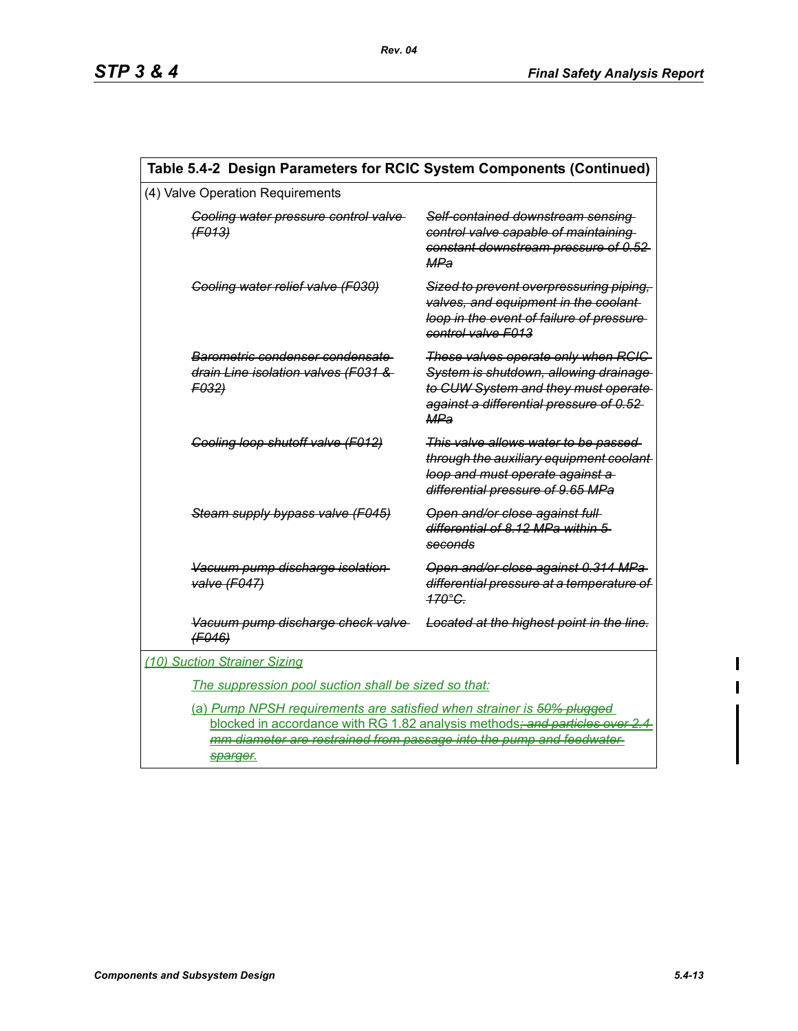| Table 5.4-2 Design Parameters for RCIC System Components (Continued) | |
|---|---|
| (4) Valve Operation Requirements | |
| ~~*Cooling water pressure control valve (F013)*~~ | ~~*Self-contained downstream sensing control valve capable of maintaining constant downstream pressure of 0.52 MPa*~~ |
| ~~*Cooling water relief valve (F030)*~~ | ~~*Sized to prevent overpressuring piping, valves, and equipment in the coolant loop in the event of failure of pressure control valve F013*~~ |
| ~~*Barometric condenser condensate drain Line isolation valves (F031 & F032)*~~ | ~~*These valves operate only when RCIC System is shutdown, allowing drainage to CUW System and they must operate against a differential pressure of 0.52 MPa*~~ |
| ~~*Cooling loop shutoff valve (F012)*~~ | ~~*This valve allows water to be passed through the auxiliary equipment coolant loop and must operate against a differential pressure of 9.65 MPa*~~ |
| ~~*Steam supply bypass valve (F045)*~~ | ~~*Open and/or close against full differential of 8.12 MPa within 5 seconds*~~ |
| ~~*Vacuum pump discharge isolation valve (F047)*~~ | ~~*Open and/or close against 0.314 MPa differential pressure at a temperature of 170°C.*~~ |
| ~~*Vacuum pump discharge check valve (F046)*~~ | ~~*Located at the highest point in the line.*~~ |
| *(10) Suction Strainer Sizing* | |
| *The suppression pool suction shall be sized so that:* | |
| (a) *Pump NPSH requirements are satisfied when strainer is ~~50% plugged~~* blocked in accordance with RG 1.82 analysis methods~~; and particles over 2.4 mm diameter are restrained from passage into the pump and feedwater sparger.~~ | |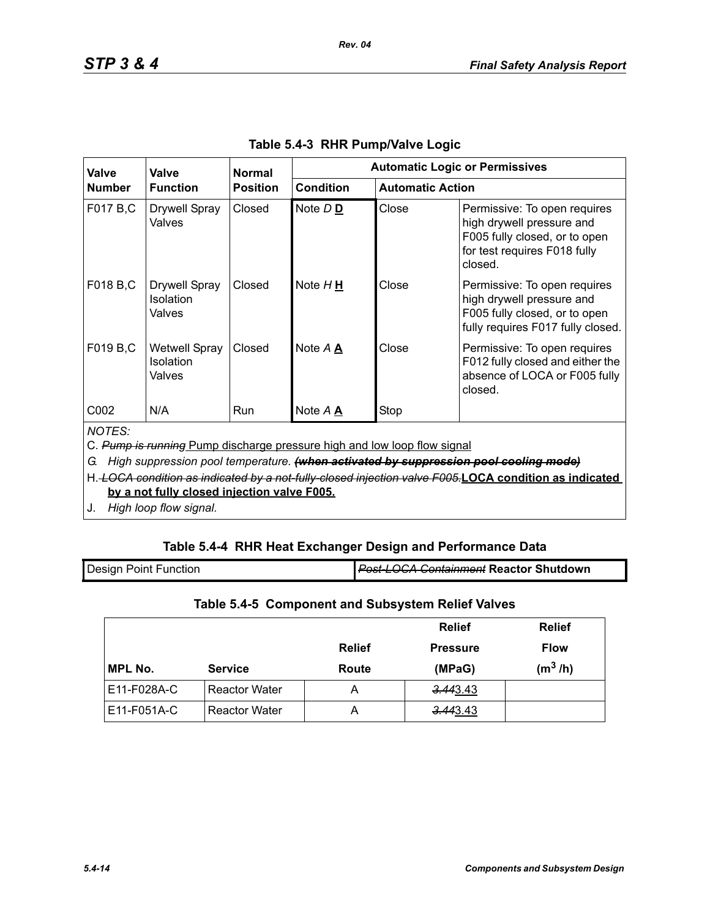### Table 5.4-3 RHR Pump/Valve Logic

| Valve Number | Valve Function | Normal Position | Automatic Logic or Permissives | | |
|---|---|---|---|---|---|
| | | | Condition | Automatic Action | |
| F017 B,C | Drywell Spray Valves | Closed | Note *D* **D** | Close | Permissive: To open requires high drywell pressure and F005 fully closed, or to open for test requires F018 fully closed. |
| F018 B,C | Drywell Spray Isolation Valves | Closed | Note *H* **H** | Close | Permissive: To open requires high drywell pressure and F005 fully closed, or to open fully requires F017 fully closed. |
| F019 B,C | Wetwell Spray Isolation Valves | Closed | Note *A* **A** | Close | Permissive: To open requires F012 fully closed and either the absence of LOCA or F005 fully closed. |
| C002 | N/A | Run | Note *A* **A** | Stop | |

*NOTES:*

C. ~~*Pump is running*~~ Pump discharge pressure high and low loop flow signal

*G. High suppression pool temperature.* ~~***(when activated by suppression pool cooling mode)***~~

H. ~~*LOCA condition as indicated by a not-fully-closed injection valve F005.*~~ **LOCA condition as indicated by a not fully closed injection valve F005.**

J. *High loop flow signal.*

### Table 5.4-4 RHR Heat Exchanger Design and Performance Data

| Design Point Function | ~~*Post-LOCA Containment*~~ **Reactor Shutdown** |
|---|---|

### Table 5.4-5 Component and Subsystem Relief Valves

| MPL No. | Service | Relief Route | Relief Pressure (MPaG) | Relief Flow ($m^3$ /h) |
|---|---|---|---|---|
| E11-F028A-C | Reactor Water | A | ~~*3.44*~~3.43 | |
| E11-F051A-C | Reactor Water | A | ~~*3.44*~~3.43 | |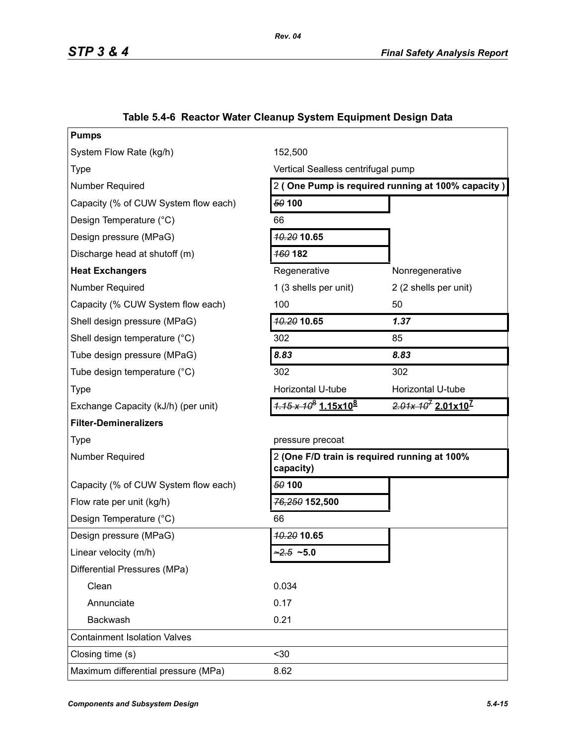### Table 5.4-6 Reactor Water Cleanup System Equipment Design Data

| **Pumps** | | |
|---|---|---|
| System Flow Rate (kg/h) | 152,500 | |
| Type | Vertical Sealless centrifugal pump | |
| Number Required | 2 **( One Pump is required running at 100% capacity )** | |
| Capacity (% of CUW System flow each) | ~~*50*~~ **100** | |
| Design Temperature (°C) | 66 | |
| Design pressure (MPaG) | ~~*10.20*~~ **10.65** | |
| Discharge head at shutoff (m) | ~~*160*~~ **182** | |
| **Heat Exchangers** | Regenerative | Nonregenerative |
| Number Required | 1 (3 shells per unit) | 2 (2 shells per unit) |
| Capacity (% CUW System flow each) | 100 | 50 |
| Shell design pressure (MPaG) | ~~*10.20*~~ **10.65** | ***1.37*** |
| Shell design temperature (°C) | 302 | 85 |
| Tube design pressure (MPaG) | ***8.83*** | ***8.83*** |
| Tube design temperature (°C) | 302 | 302 |
| Type | Horizontal U-tube | Horizontal U-tube |
| Exchange Capacity (kJ/h) (per unit) | ~~*$1.15 \times 10^8$*~~ **$1.15 \times 10^8$** | ~~*$2.01 \times 10^7$*~~ **$2.01 \times 10^7$** |
| **Filter-Demineralizers** | | |
| Type | pressure precoat | |
| Number Required | 2 **(One F/D train is required running at 100% capacity)** | |
| Capacity (% of CUW System flow each) | ~~*50*~~ **100** | |
| Flow rate per unit (kg/h) | ~~*76,250*~~ **152,500** | |
| Design Temperature (°C) | 66 | |
| Design pressure (MPaG) | ~~*10.20*~~ **10.65** | |
| Linear velocity (m/h) | ~~*~2.5*~~ **~5.0** | |
| Differential Pressures (MPa) | | |
| Clean | 0.034 | |
| Annunciate | 0.17 | |
| Backwash | 0.21 | |
| Containment Isolation Valves | | |
| Closing time (s) | <30 | |
| Maximum differential pressure (MPa) | 8.62 | |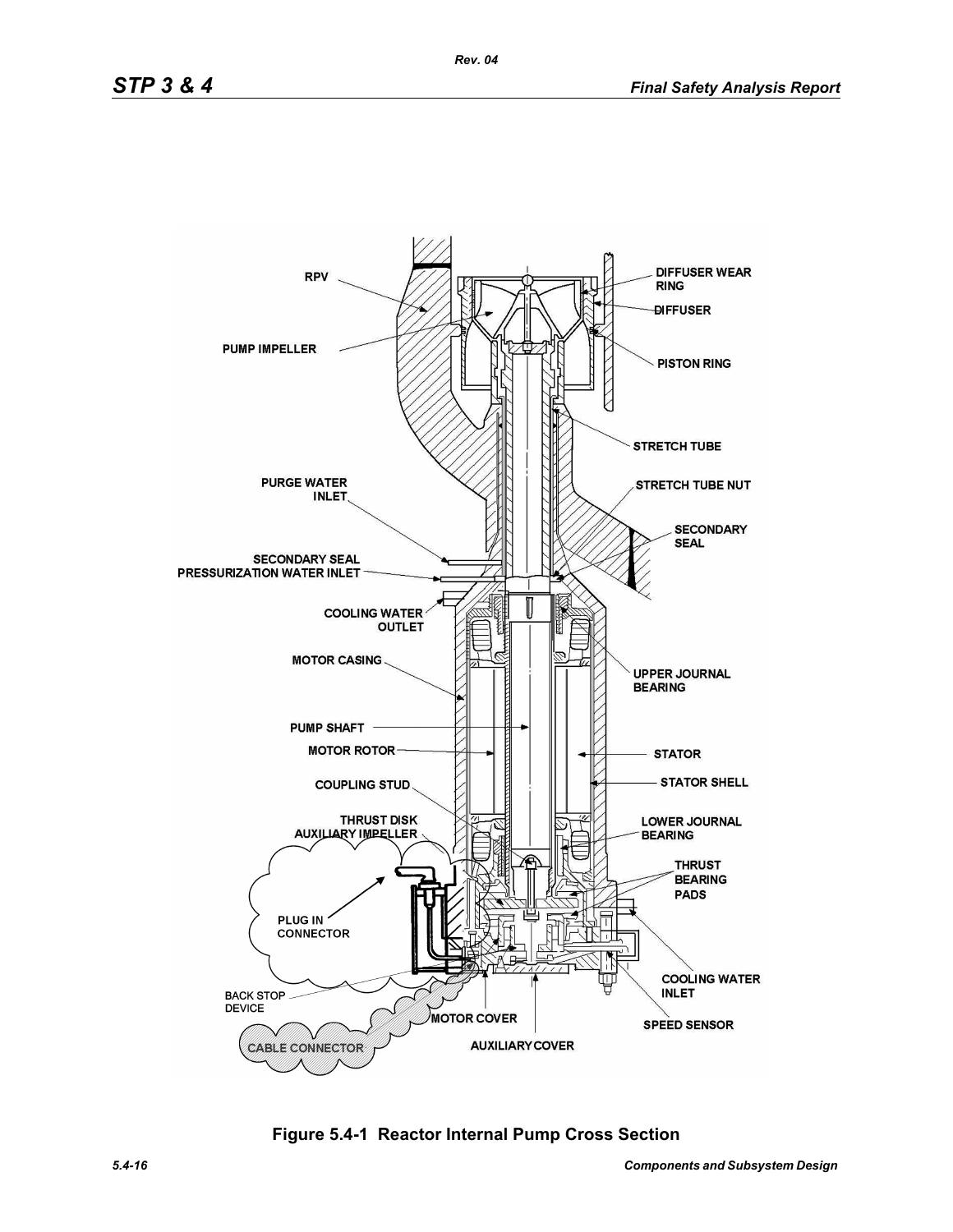Figure 5.4-1 Reactor Internal Pump Cross Section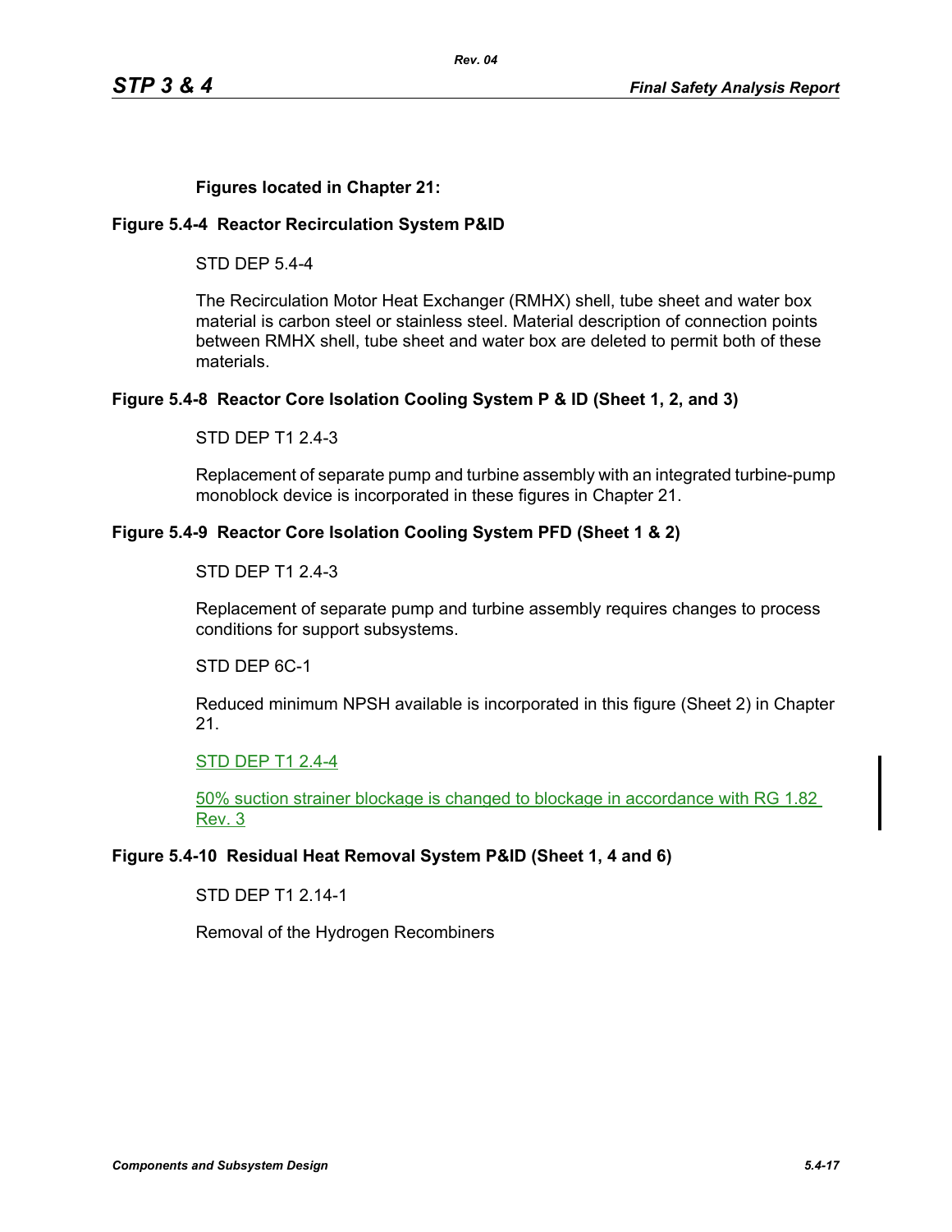**Figures located in Chapter 21:**

**Figure 5.4-4 Reactor Recirculation System P&ID**

STD DEP 5.4-4

The Recirculation Motor Heat Exchanger (RMHX) shell, tube sheet and water box material is carbon steel or stainless steel. Material description of connection points between RMHX shell, tube sheet and water box are deleted to permit both of these materials.

**Figure 5.4-8 Reactor Core Isolation Cooling System P & ID (Sheet 1, 2, and 3)**

STD DEP T1 2.4-3

Replacement of separate pump and turbine assembly with an integrated turbine-pump monoblock device is incorporated in these figures in Chapter 21.

**Figure 5.4-9 Reactor Core Isolation Cooling System PFD (Sheet 1 & 2)**

STD DEP T1 2.4-3

Replacement of separate pump and turbine assembly requires changes to process conditions for support subsystems.

STD DEP 6C-1

Reduced minimum NPSH available is incorporated in this figure (Sheet 2) in Chapter 21.

STD DEP T1 2.4-4

50% suction strainer blockage is changed to blockage in accordance with RG 1.82 Rev. 3

**Figure 5.4-10 Residual Heat Removal System P&ID (Sheet 1, 4 and 6)**

STD DEP T1 2.14-1

Removal of the Hydrogen Recombiners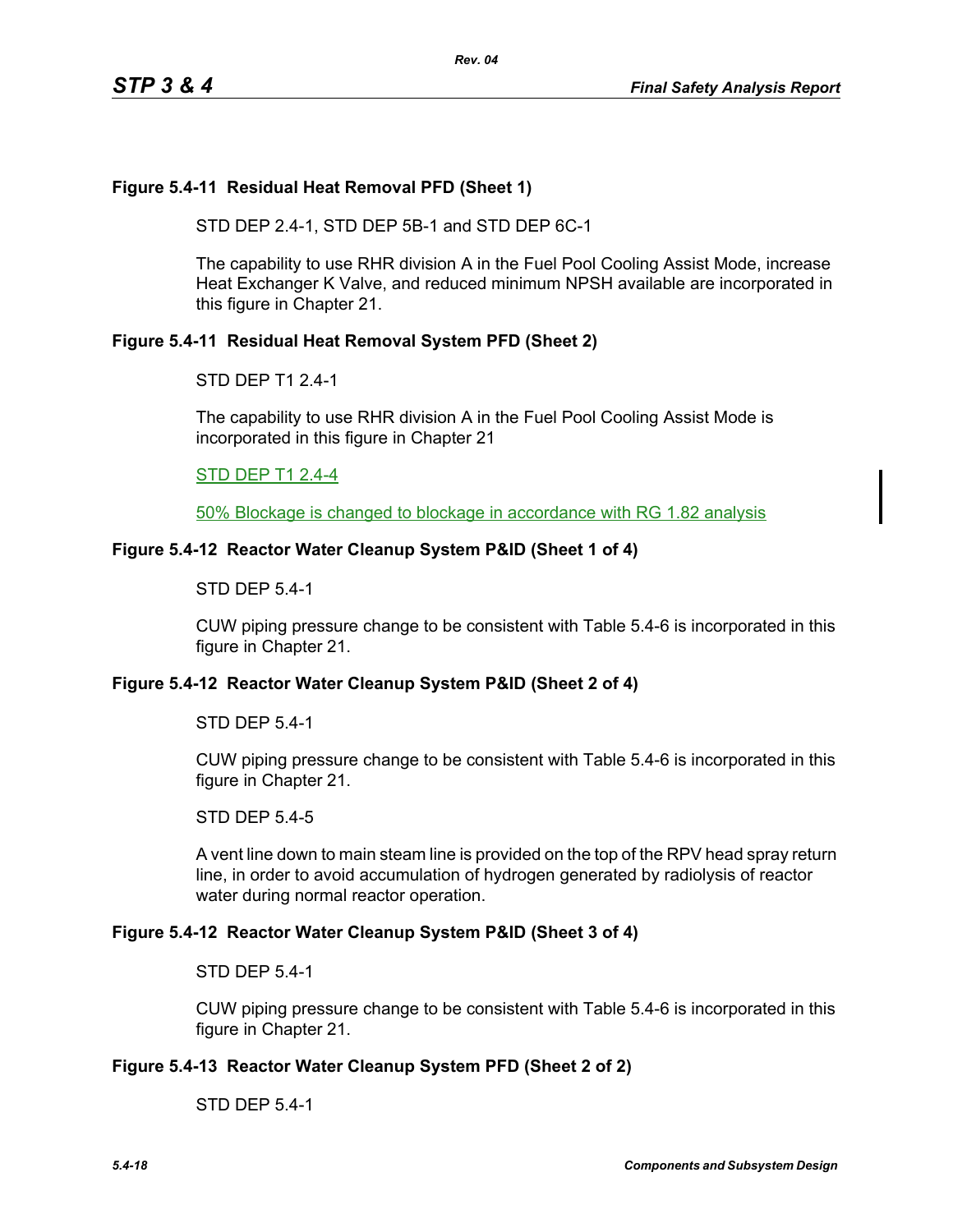### Figure 5.4-11 Residual Heat Removal PFD (Sheet 1)

STD DEP 2.4-1, STD DEP 5B-1 and STD DEP 6C-1

The capability to use RHR division A in the Fuel Pool Cooling Assist Mode, increase Heat Exchanger K Valve, and reduced minimum NPSH available are incorporated in this figure in Chapter 21.

### Figure 5.4-11 Residual Heat Removal System PFD (Sheet 2)

STD DEP T1 2.4-1

The capability to use RHR division A in the Fuel Pool Cooling Assist Mode is incorporated in this figure in Chapter 21

STD DEP T1 2.4-4

50% Blockage is changed to blockage in accordance with RG 1.82 analysis

### Figure 5.4-12 Reactor Water Cleanup System P&ID (Sheet 1 of 4)

STD DEP 5.4-1

CUW piping pressure change to be consistent with Table 5.4-6 is incorporated in this figure in Chapter 21.

### Figure 5.4-12 Reactor Water Cleanup System P&ID (Sheet 2 of 4)

STD DEP 5.4-1

CUW piping pressure change to be consistent with Table 5.4-6 is incorporated in this figure in Chapter 21.

STD DEP 5.4-5

A vent line down to main steam line is provided on the top of the RPV head spray return line, in order to avoid accumulation of hydrogen generated by radiolysis of reactor water during normal reactor operation.

### Figure 5.4-12 Reactor Water Cleanup System P&ID (Sheet 3 of 4)

STD DEP 5.4-1

CUW piping pressure change to be consistent with Table 5.4-6 is incorporated in this figure in Chapter 21.

### Figure 5.4-13 Reactor Water Cleanup System PFD (Sheet 2 of 2)

STD DEP 5.4-1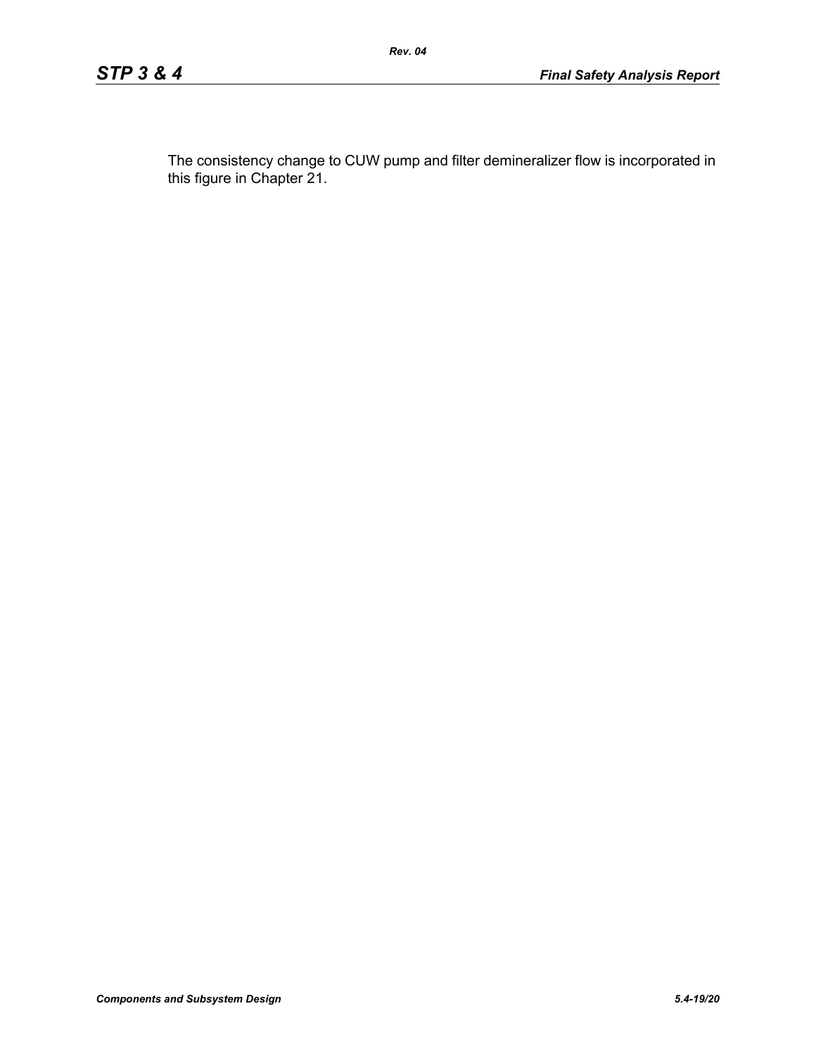The consistency change to CUW pump and filter demineralizer flow is incorporated in this figure in Chapter 21.